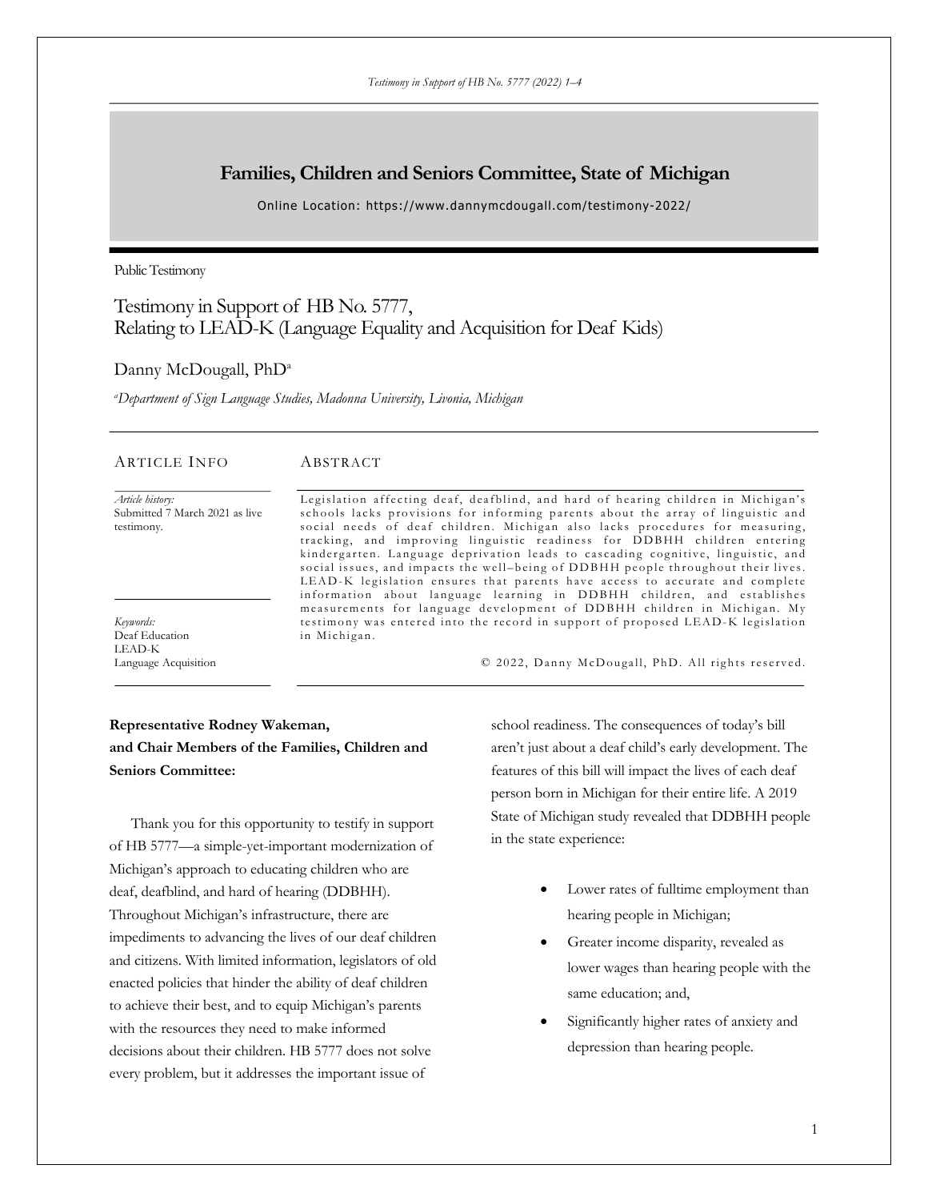## Families, Children and Seniors Committee, State of Michigan

Online Location: https://www.dannymcdougall.com/testimony-2022/

Public Testimony

# Testimony in Support of HB No. 5777, Relating to LEAD-K (Language Equality and Acquisition for Deaf Kids)

Danny McDougall, PhD[a]

[a] *Department of Sign Language Studies, Madonna University, Livonia, Michigan*

### ARTICLE INFO

*Article history:*
Submitted 7 March 2021 as live testimony.

*Keywords:*
Deaf Education
LEAD-K
Language Acquisition

### ABSTRACT

Legislation affecting deaf, deafblind, and hard of hearing children in Michigan's schools lacks provisions for informing parents about the array of linguistic and social needs of deaf children. Michigan also lacks procedures for measuring, tracking, and improving linguistic readiness for DDBHH children entering kindergarten. Language deprivation leads to cascading cognitive, linguistic, and social issues, and impacts the well–being of DDBHH people throughout their lives. LEAD-K legislation ensures that parents have access to accurate and complete information about language learning in DDBHH children, and establishes measurements for language development of DDBHH children in Michigan. My testimony was entered into the record in support of proposed LEAD-K legislation in Michigan.

© 2022, Danny McDougall, PhD. All rights reserved.

**Representative Rodney Wakeman, and Chair Members of the Families, Children and Seniors Committee:**

Thank you for this opportunity to testify in support of HB 5777—a simple-yet-important modernization of Michigan's approach to educating children who are deaf, deafblind, and hard of hearing (DDBHH). Throughout Michigan's infrastructure, there are impediments to advancing the lives of our deaf children and citizens. With limited information, legislators of old enacted policies that hinder the ability of deaf children to achieve their best, and to equip Michigan's parents with the resources they need to make informed decisions about their children. HB 5777 does not solve every problem, but it addresses the important issue of school readiness. The consequences of today's bill aren't just about a deaf child's early development. The features of this bill will impact the lives of each deaf person born in Michigan for their entire life. A 2019 State of Michigan study revealed that DDBHH people in the state experience:

- Lower rates of fulltime employment than hearing people in Michigan;
- Greater income disparity, revealed as lower wages than hearing people with the same education; and,
- Significantly higher rates of anxiety and depression than hearing people.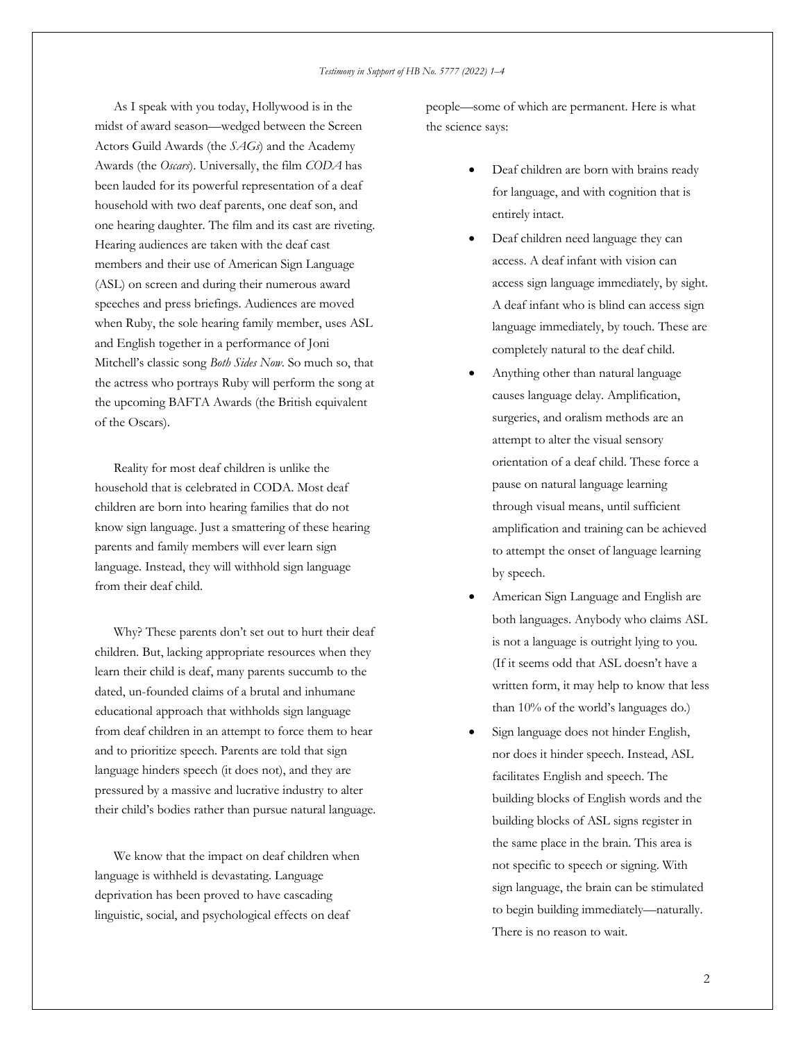As I speak with you today, Hollywood is in the midst of award season—wedged between the Screen Actors Guild Awards (the *SAGs*) and the Academy Awards (the *Oscars*). Universally, the film *CODA* has been lauded for its powerful representation of a deaf household with two deaf parents, one deaf son, and one hearing daughter. The film and its cast are riveting. Hearing audiences are taken with the deaf cast members and their use of American Sign Language (ASL) on screen and during their numerous award speeches and press briefings. Audiences are moved when Ruby, the sole hearing family member, uses ASL and English together in a performance of Joni Mitchell's classic song *Both Sides Now*. So much so, that the actress who portrays Ruby will perform the song at the upcoming BAFTA Awards (the British equivalent of the Oscars).

Reality for most deaf children is unlike the household that is celebrated in CODA. Most deaf children are born into hearing families that do not know sign language. Just a smattering of these hearing parents and family members will ever learn sign language. Instead, they will withhold sign language from their deaf child.

Why? These parents don't set out to hurt their deaf children. But, lacking appropriate resources when they learn their child is deaf, many parents succumb to the dated, un-founded claims of a brutal and inhumane educational approach that withholds sign language from deaf children in an attempt to force them to hear and to prioritize speech. Parents are told that sign language hinders speech (it does not), and they are pressured by a massive and lucrative industry to alter their child's bodies rather than pursue natural language.

We know that the impact on deaf children when language is withheld is devastating. Language deprivation has been proved to have cascading linguistic, social, and psychological effects on deaf people—some of which are permanent. Here is what the science says:

- Deaf children are born with brains ready for language, and with cognition that is entirely intact.
- Deaf children need language they can access. A deaf infant with vision can access sign language immediately, by sight. A deaf infant who is blind can access sign language immediately, by touch. These are completely natural to the deaf child.
- Anything other than natural language causes language delay. Amplification, surgeries, and oralism methods are an attempt to alter the visual sensory orientation of a deaf child. These force a pause on natural language learning through visual means, until sufficient amplification and training can be achieved to attempt the onset of language learning by speech.
- American Sign Language and English are both languages. Anybody who claims ASL is not a language is outright lying to you. (If it seems odd that ASL doesn't have a written form, it may help to know that less than 10% of the world's languages do.)
- Sign language does not hinder English, nor does it hinder speech. Instead, ASL facilitates English and speech. The building blocks of English words and the building blocks of ASL signs register in the same place in the brain. This area is not specific to speech or signing. With sign language, the brain can be stimulated to begin building immediately—naturally. There is no reason to wait.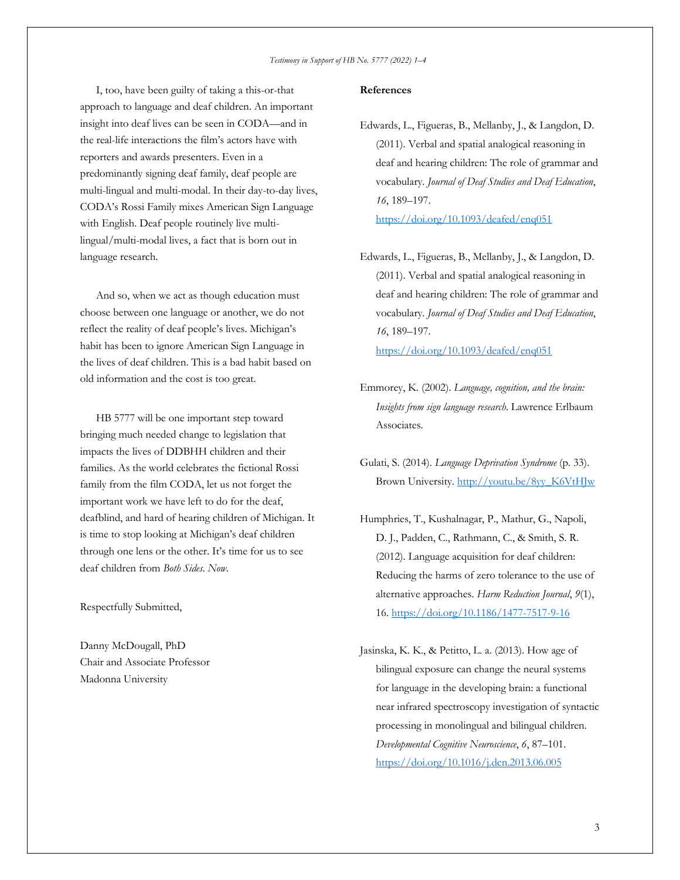I, too, have been guilty of taking a this-or-that approach to language and deaf children. An important insight into deaf lives can be seen in CODA—and in the real-life interactions the film's actors have with reporters and awards presenters. Even in a predominantly signing deaf family, deaf people are multi-lingual and multi-modal. In their day-to-day lives, CODA's Rossi Family mixes American Sign Language with English. Deaf people routinely live multi-lingual/multi-modal lives, a fact that is born out in language research.

And so, when we act as though education must choose between one language or another, we do not reflect the reality of deaf people's lives. Michigan's habit has been to ignore American Sign Language in the lives of deaf children. This is a bad habit based on old information and the cost is too great.

HB 5777 will be one important step toward bringing much needed change to legislation that impacts the lives of DDBHH children and their families. As the world celebrates the fictional Rossi family from the film CODA, let us not forget the important work we have left to do for the deaf, deafblind, and hard of hearing children of Michigan. It is time to stop looking at Michigan's deaf children through one lens or the other. It's time for us to see deaf children from *Both Sides*. *Now*.

Respectfully Submitted,

Danny McDougall, PhD
Chair and Associate Professor
Madonna University

**References**

Edwards, L., Figueras, B., Mellanby, J., & Langdon, D. (2011). Verbal and spatial analogical reasoning in deaf and hearing children: The role of grammar and vocabulary. *Journal of Deaf Studies and Deaf Education*, *16*, 189–197. https://doi.org/10.1093/deafed/enq051

Edwards, L., Figueras, B., Mellanby, J., & Langdon, D. (2011). Verbal and spatial analogical reasoning in deaf and hearing children: The role of grammar and vocabulary. *Journal of Deaf Studies and Deaf Education*, *16*, 189–197. https://doi.org/10.1093/deafed/enq051

Emmorey, K. (2002). *Language, cognition, and the brain: Insights from sign language research*. Lawrence Erlbaum Associates.

Gulati, S. (2014). *Language Deprivation Syndrome* (p. 33). Brown University. http://youtu.be/8yy_K6VtHJw

Humphries, T., Kushalnagar, P., Mathur, G., Napoli, D. J., Padden, C., Rathmann, C., & Smith, S. R. (2012). Language acquisition for deaf children: Reducing the harms of zero tolerance to the use of alternative approaches. *Harm Reduction Journal*, *9*(1), 16. https://doi.org/10.1186/1477-7517-9-16

Jasinska, K. K., & Petitto, L. a. (2013). How age of bilingual exposure can change the neural systems for language in the developing brain: a functional near infrared spectroscopy investigation of syntactic processing in monolingual and bilingual children. *Developmental Cognitive Neuroscience*, *6*, 87–101. https://doi.org/10.1016/j.dcn.2013.06.005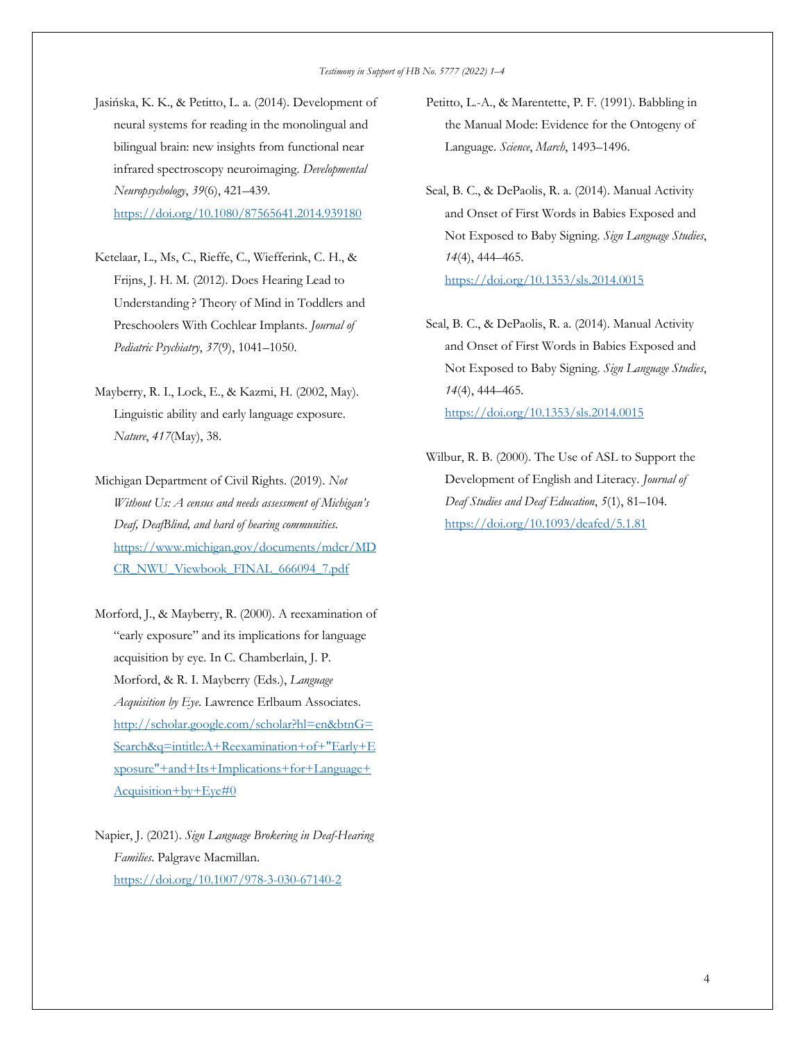Jasińska, K. K., & Petitto, L. a. (2014). Development of neural systems for reading in the monolingual and bilingual brain: new insights from functional near infrared spectroscopy neuroimaging. *Developmental Neuropsychology*, *39*(6), 421–439. https://doi.org/10.1080/87565641.2014.939180

Ketelaar, L., Ms, C., Rieffe, C., Wiefferink, C. H., & Frijns, J. H. M. (2012). Does Hearing Lead to Understanding ? Theory of Mind in Toddlers and Preschoolers With Cochlear Implants. *Journal of Pediatric Psychiatry*, *37*(9), 1041–1050.

Mayberry, R. I., Lock, E., & Kazmi, H. (2002, May). Linguistic ability and early language exposure. *Nature*, *417*(May), 38.

Michigan Department of Civil Rights. (2019). *Not Without Us: A census and needs assessment of Michigan's Deaf, DeafBlind, and hard of hearing communities.* https://www.michigan.gov/documents/mdcr/MDCR_NWU_Viewbook_FINAL_666094_7.pdf

Morford, J., & Mayberry, R. (2000). A reexamination of "early exposure" and its implications for language acquisition by eye. In C. Chamberlain, J. P. Morford, & R. I. Mayberry (Eds.), *Language Acquisition by Eye*. Lawrence Erlbaum Associates. http://scholar.google.com/scholar?hl=en&btnG=Search&q=intitle:A+Reexamination+of+"Early+Exposure"+and+Its+Implications+for+Language+Acquisition+by+Eye#0

Napier, J. (2021). *Sign Language Brokering in Deaf-Hearing Families*. Palgrave Macmillan. https://doi.org/10.1007/978-3-030-67140-2

Petitto, L.-A., & Marentette, P. F. (1991). Babbling in the Manual Mode: Evidence for the Ontogeny of Language. *Science*, *March*, 1493–1496.

Seal, B. C., & DePaolis, R. a. (2014). Manual Activity and Onset of First Words in Babies Exposed and Not Exposed to Baby Signing. *Sign Language Studies*, *14*(4), 444–465. https://doi.org/10.1353/sls.2014.0015

Seal, B. C., & DePaolis, R. a. (2014). Manual Activity and Onset of First Words in Babies Exposed and Not Exposed to Baby Signing. *Sign Language Studies*, *14*(4), 444–465. https://doi.org/10.1353/sls.2014.0015

Wilbur, R. B. (2000). The Use of ASL to Support the Development of English and Literacy. *Journal of Deaf Studies and Deaf Education*, *5*(1), 81–104. https://doi.org/10.1093/deafed/5.1.81